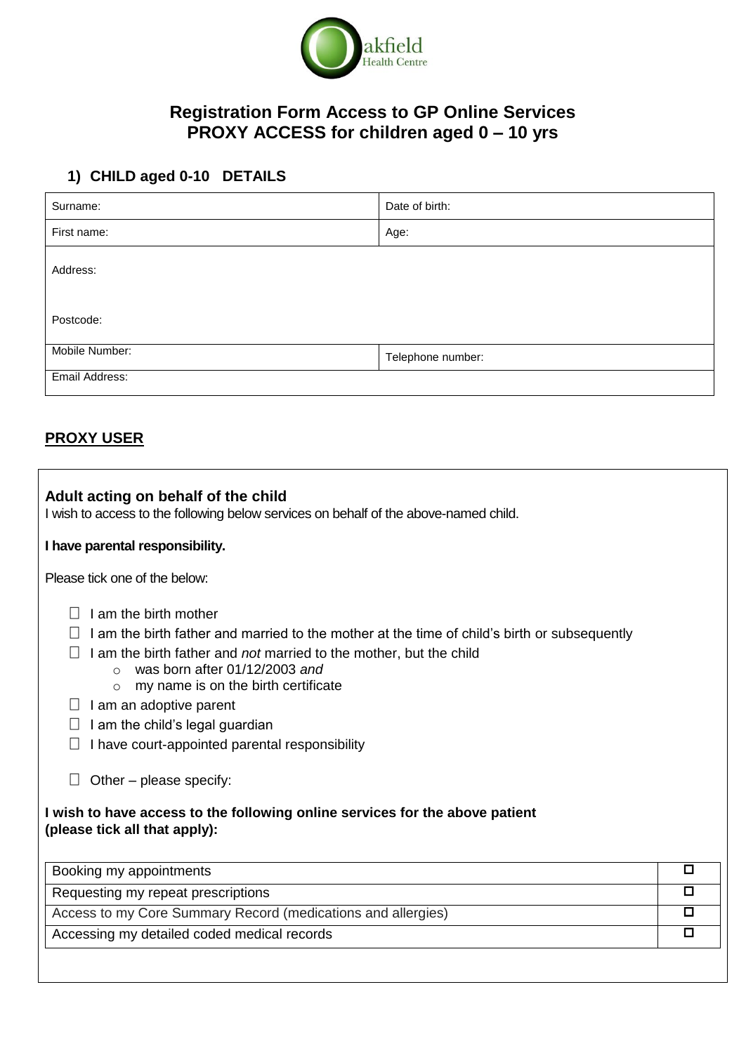Oakfield Health Centre

# Registration Form Access to GP Online Services
# PROXY ACCESS for children aged 0 – 10 yrs

## 1) CHILD aged 0-10 DETAILS

| Surname: | Date of birth: |
|---|---|
| First name: | Age: |
| Address:<br><br>Postcode: | |
| Mobile Number: | Telephone number: |
| Email Address: | |

## PROXY USER

### Adult acting on behalf of the child

I wish to access to the following below services on behalf of the above-named child.

**I have parental responsibility.**

Please tick one of the below:

- ☐ I am the birth mother
- ☐ I am the birth father and married to the mother at the time of child's birth or subsequently
- ☐ I am the birth father and *not* married to the mother, but the child
  - was born after 01/12/2003 *and*
  - my name is on the birth certificate
- ☐ I am an adoptive parent
- ☐ I am the child's legal guardian
- ☐ I have court-appointed parental responsibility
- ☐ Other – please specify:

**I wish to have access to the following online services for the above patient (please tick all that apply):**

| Service | |
|---|---|
| Booking my appointments | ☐ |
| Requesting my repeat prescriptions | ☐ |
| Access to my Core Summary Record (medications and allergies) | ☐ |
| Accessing my detailed coded medical records | ☐ |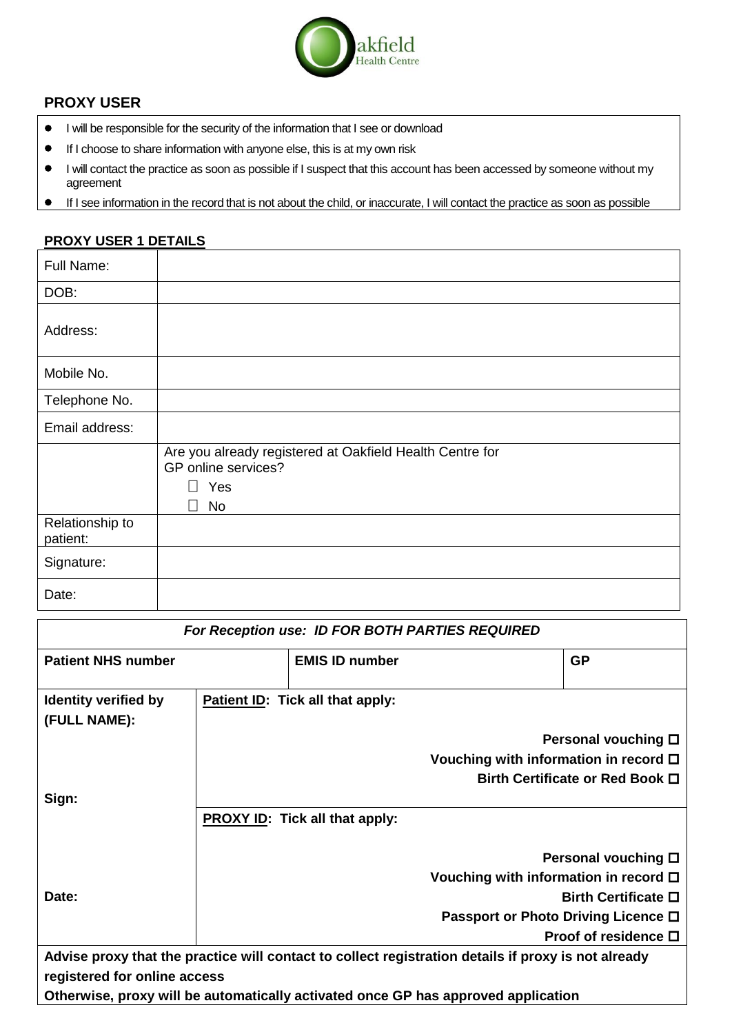Oakfield Health Centre

## PROXY USER

- I will be responsible for the security of the information that I see or download
- If I choose to share information with anyone else, this is at my own risk
- I will contact the practice as soon as possible if I suspect that this account has been accessed by someone without my agreement
- If I see information in the record that is not about the child, or inaccurate, I will contact the practice as soon as possible

### PROXY USER 1 DETAILS

| | |
|---|---|
| Full Name: | |
| DOB: | |
| Address: | |
| Mobile No. | |
| Telephone No. | |
| Email address: | |
| | Are you already registered at Oakfield Health Centre for GP online services?<br>☐ Yes<br>☐ No |
| Relationship to patient: | |
| Signature: | |
| Date: | |

| *For Reception use: ID FOR BOTH PARTIES REQUIRED* | | |
|---|---|---|
| **Patient NHS number** | **EMIS ID number** | **GP** |
| **Identity verified by (FULL NAME):**<br><br>**Sign:** | **Patient ID: Tick all that apply:**<br>**Personal vouching ☐**<br>**Vouching with information in record ☐**<br>**Birth Certificate or Red Book ☐** | |
| **Date:** | **PROXY ID: Tick all that apply:**<br>**Personal vouching ☐**<br>**Vouching with information in record ☐**<br>**Birth Certificate ☐**<br>**Passport or Photo Driving Licence ☐**<br>**Proof of residence ☐** | |

**Advise proxy that the practice will contact to collect registration details if proxy is not already registered for online access**

**Otherwise, proxy will be automatically activated once GP has approved application**